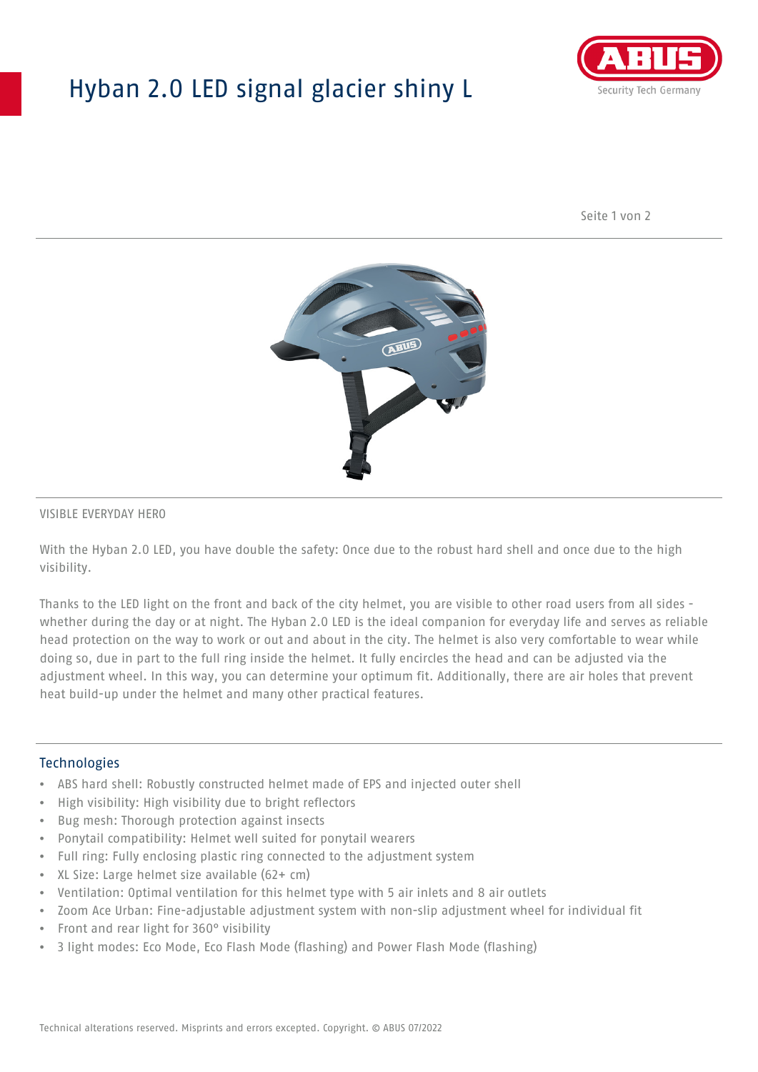# Hyban 2.0 LED signal glacier shiny L

VISIBLE EVERYDAY HERO

With the Hyban 2.0 LED, you have double the safety: Once due to the robust hard shell and once due to the high visibility.

Thanks to the LED light on the front and back of the city helmet, you are visible to other road users from all sides - whether during the day or at night. The Hyban 2.0 LED is the ideal companion for everyday life and serves as reliable head protection on the way to work or out and about in the city. The helmet is also very comfortable to wear while doing so, due in part to the full ring inside the helmet. It fully encircles the head and can be adjusted via the adjustment wheel. In this way, you can determine your optimum fit. Additionally, there are air holes that prevent heat build-up under the helmet and many other practical features.

## Technologies

- ABS hard shell: Robustly constructed helmet made of EPS and injected outer shell
- High visibility: High visibility due to bright reflectors
- Bug mesh: Thorough protection against insects
- Ponytail compatibility: Helmet well suited for ponytail wearers
- Full ring: Fully enclosing plastic ring connected to the adjustment system
- XL Size: Large helmet size available (62+ cm)
- Ventilation: Optimal ventilation for this helmet type with 5 air inlets and 8 air outlets
- Zoom Ace Urban: Fine-adjustable adjustment system with non-slip adjustment wheel for individual fit
- Front and rear light for 360° visibility
- 3 light modes: Eco Mode, Eco Flash Mode (flashing) and Power Flash Mode (flashing)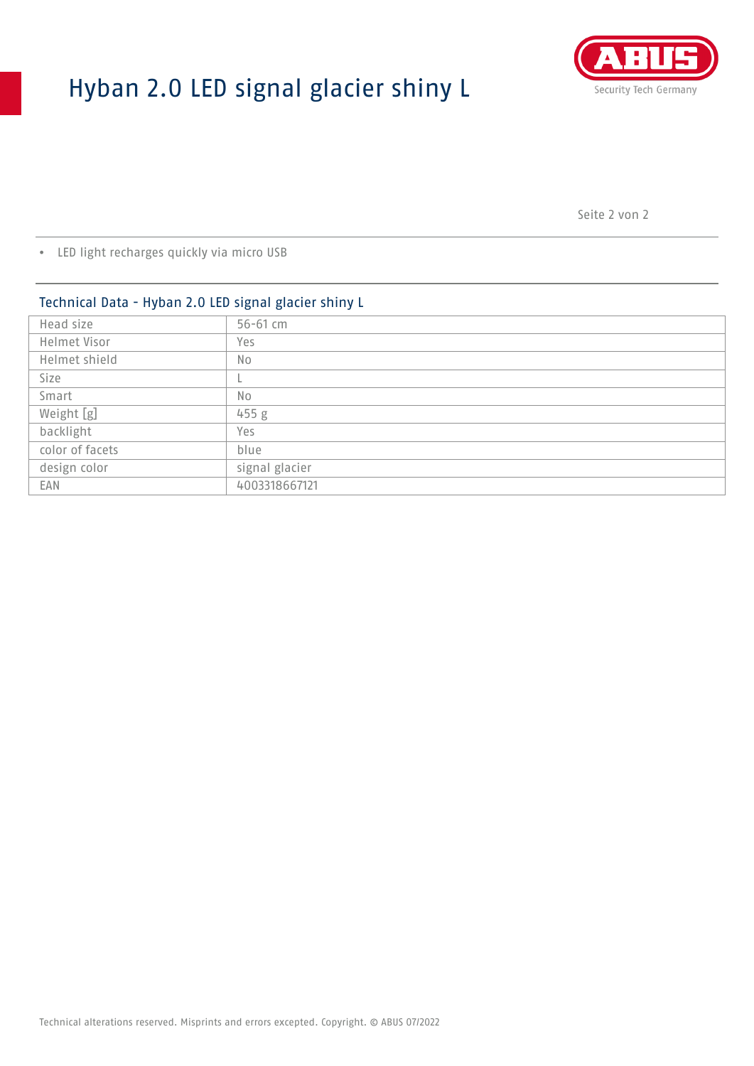- LED light recharges quickly via micro USB

## Technical Data - Hyban 2.0 LED signal glacier shiny L

| | |
|---|---|
| Head size | 56-61 cm |
| Helmet Visor | Yes |
| Helmet shield | No |
| Size | L |
| Smart | No |
| Weight [g] | 455 g |
| backlight | Yes |
| color of facets | blue |
| design color | signal glacier |
| EAN | 4003318667121 |

Technical alterations reserved. Misprints and errors excepted. Copyright. © ABUS 07/2022